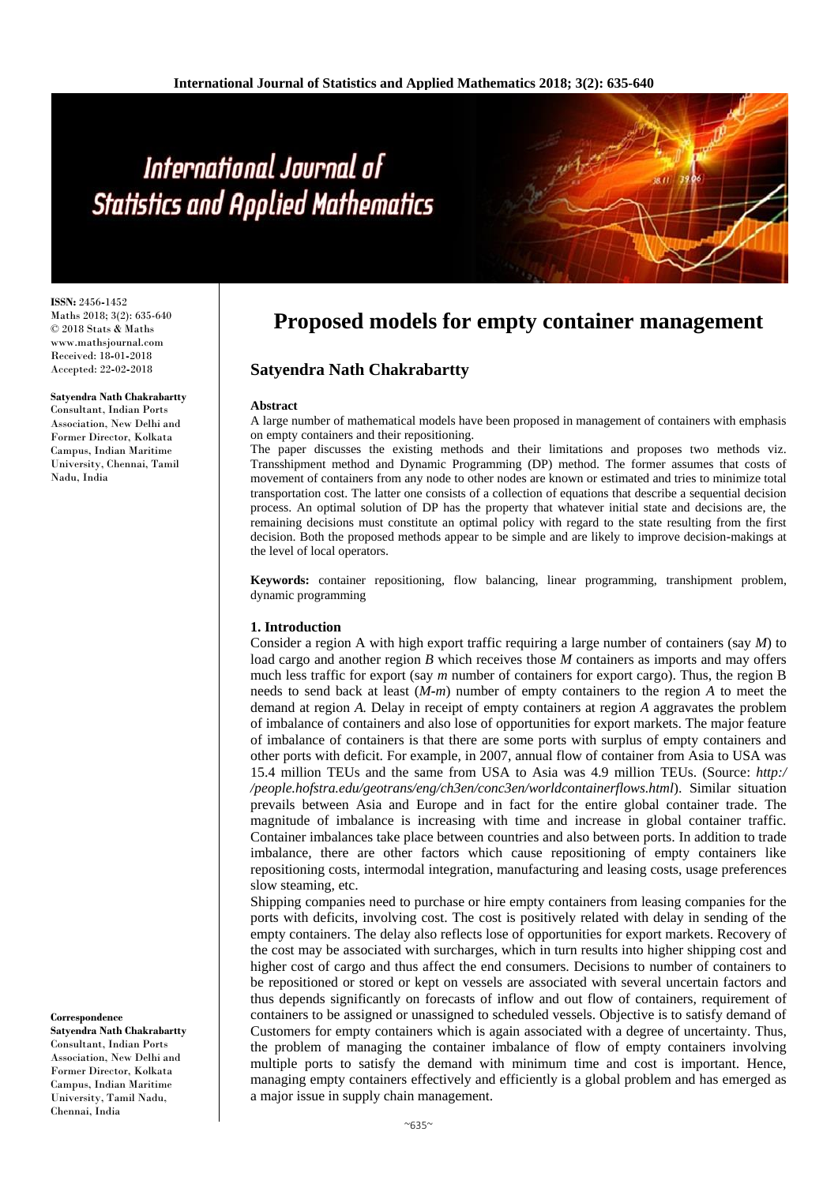ISSN: 2456-1452
Maths 2018; 3(2): 635-640
© 2018 Stats & Maths
www.mathsjournal.com
Received: 18-01-2018
Accepted: 22-02-2018

**Satyendra Nath Chakrabartty**
Consultant, Indian Ports Association, New Delhi and Former Director, Kolkata Campus, Indian Maritime University, Chennai, Tamil Nadu, India

**Correspondence**
**Satyendra Nath Chakrabartty**
Consultant, Indian Ports Association, New Delhi and Former Director, Kolkata Campus, Indian Maritime University, Tamil Nadu, Chennai, India

# Proposed models for empty container management

## Satyendra Nath Chakrabartty

**Abstract**

A large number of mathematical models have been proposed in management of containers with emphasis on empty containers and their repositioning.

The paper discusses the existing methods and their limitations and proposes two methods viz. Transshipment method and Dynamic Programming (DP) method. The former assumes that costs of movement of containers from any node to other nodes are known or estimated and tries to minimize total transportation cost. The latter one consists of a collection of equations that describe a sequential decision process. An optimal solution of DP has the property that whatever initial state and decisions are, the remaining decisions must constitute an optimal policy with regard to the state resulting from the first decision. Both the proposed methods appear to be simple and are likely to improve decision-makings at the level of local operators.

**Keywords:** container repositioning, flow balancing, linear programming, transhipment problem, dynamic programming

### 1. Introduction

Consider a region A with high export traffic requiring a large number of containers (say *M*) to load cargo and another region *B* which receives those *M* containers as imports and may offers much less traffic for export (say *m* number of containers for export cargo). Thus, the region B needs to send back at least (*M*-*m*) number of empty containers to the region *A* to meet the demand at region *A.* Delay in receipt of empty containers at region *A* aggravates the problem of imbalance of containers and also lose of opportunities for export markets. The major feature of imbalance of containers is that there are some ports with surplus of empty containers and other ports with deficit. For example, in 2007, annual flow of container from Asia to USA was 15.4 million TEUs and the same from USA to Asia was 4.9 million TEUs. (Source: *http://people.hofstra.edu/geotrans/eng/ch3en/conc3en/worldcontainerflows.html*). Similar situation prevails between Asia and Europe and in fact for the entire global container trade. The magnitude of imbalance is increasing with time and increase in global container traffic. Container imbalances take place between countries and also between ports. In addition to trade imbalance, there are other factors which cause repositioning of empty containers like repositioning costs, intermodal integration, manufacturing and leasing costs, usage preferences slow steaming, etc.

Shipping companies need to purchase or hire empty containers from leasing companies for the ports with deficits, involving cost. The cost is positively related with delay in sending of the empty containers. The delay also reflects lose of opportunities for export markets. Recovery of the cost may be associated with surcharges, which in turn results into higher shipping cost and higher cost of cargo and thus affect the end consumers. Decisions to number of containers to be repositioned or stored or kept on vessels are associated with several uncertain factors and thus depends significantly on forecasts of inflow and out flow of containers, requirement of containers to be assigned or unassigned to scheduled vessels. Objective is to satisfy demand of Customers for empty containers which is again associated with a degree of uncertainty. Thus, the problem of managing the container imbalance of flow of empty containers involving multiple ports to satisfy the demand with minimum time and cost is important. Hence, managing empty containers effectively and efficiently is a global problem and has emerged as a major issue in supply chain management.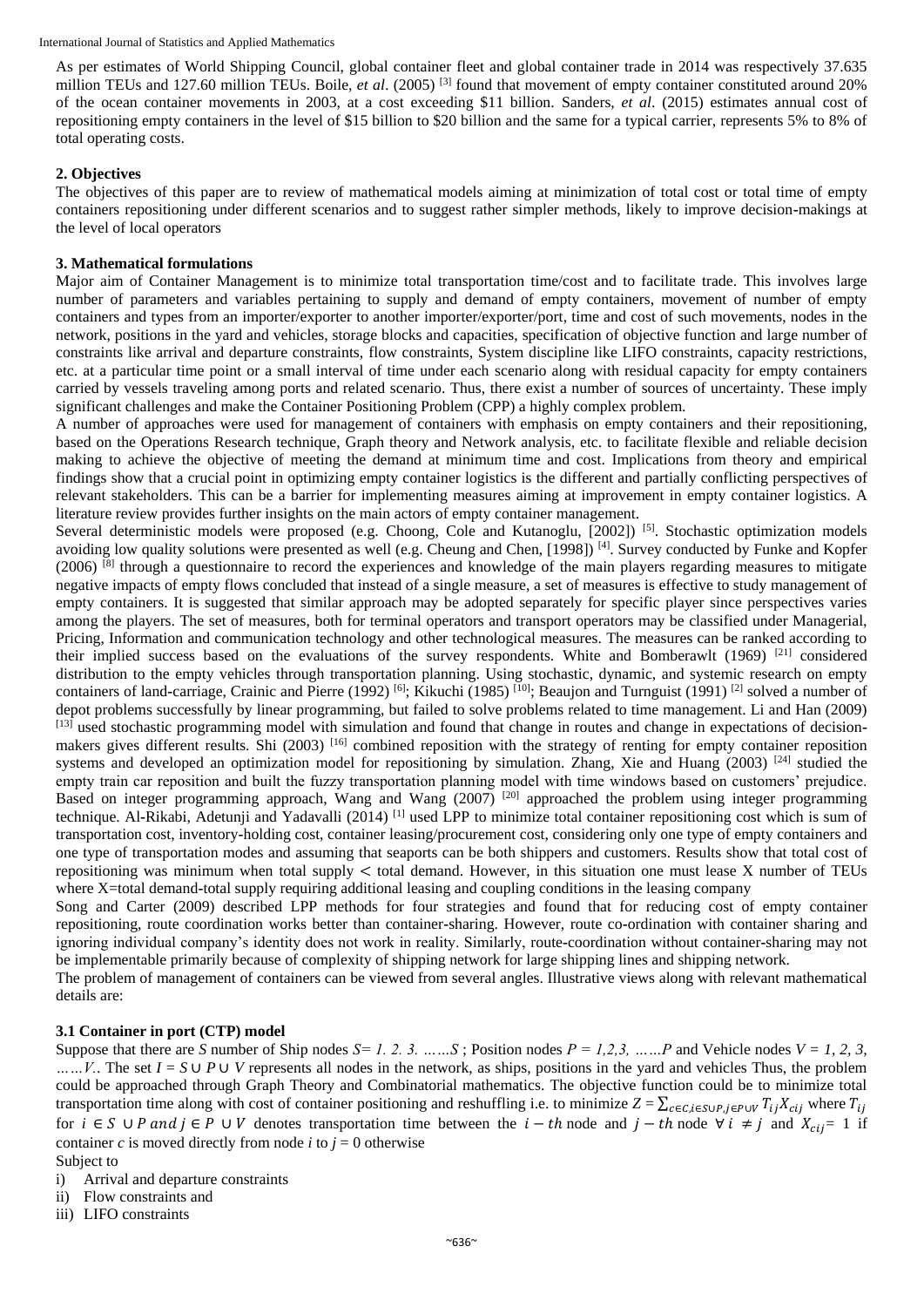As per estimates of World Shipping Council, global container fleet and global container trade in 2014 was respectively 37.635 million TEUs and 127.60 million TEUs. Boile, *et al*. (2005) [3] found that movement of empty container constituted around 20% of the ocean container movements in 2003, at a cost exceeding $11 billion. Sanders, *et al*. (2015) estimates annual cost of repositioning empty containers in the level of $15 billion to $20 billion and the same for a typical carrier, represents 5% to 8% of total operating costs.

## 2. Objectives

The objectives of this paper are to review of mathematical models aiming at minimization of total cost or total time of empty containers repositioning under different scenarios and to suggest rather simpler methods, likely to improve decision-makings at the level of local operators

## 3. Mathematical formulations

Major aim of Container Management is to minimize total transportation time/cost and to facilitate trade. This involves large number of parameters and variables pertaining to supply and demand of empty containers, movement of number of empty containers and types from an importer/exporter to another importer/exporter/port, time and cost of such movements, nodes in the network, positions in the yard and vehicles, storage blocks and capacities, specification of objective function and large number of constraints like arrival and departure constraints, flow constraints, System discipline like LIFO constraints, capacity restrictions, etc. at a particular time point or a small interval of time under each scenario along with residual capacity for empty containers carried by vessels traveling among ports and related scenario. Thus, there exist a number of sources of uncertainty. These imply significant challenges and make the Container Positioning Problem (CPP) a highly complex problem.

A number of approaches were used for management of containers with emphasis on empty containers and their repositioning, based on the Operations Research technique, Graph theory and Network analysis, etc. to facilitate flexible and reliable decision making to achieve the objective of meeting the demand at minimum time and cost. Implications from theory and empirical findings show that a crucial point in optimizing empty container logistics is the different and partially conflicting perspectives of relevant stakeholders. This can be a barrier for implementing measures aiming at improvement in empty container logistics. A literature review provides further insights on the main actors of empty container management.

Several deterministic models were proposed (e.g. Choong, Cole and Kutanoglu, [2002]) [5]. Stochastic optimization models avoiding low quality solutions were presented as well (e.g. Cheung and Chen, [1998]) [4]. Survey conducted by Funke and Kopfer (2006) [8] through a questionnaire to record the experiences and knowledge of the main players regarding measures to mitigate negative impacts of empty flows concluded that instead of a single measure, a set of measures is effective to study management of empty containers. It is suggested that similar approach may be adopted separately for specific player since perspectives varies among the players. The set of measures, both for terminal operators and transport operators may be classified under Managerial, Pricing, Information and communication technology and other technological measures. The measures can be ranked according to their implied success based on the evaluations of the survey respondents. White and Bomberawlt (1969) [21] considered distribution to the empty vehicles through transportation planning. Using stochastic, dynamic, and systemic research on empty containers of land-carriage, Crainic and Pierre (1992) [6]; Kikuchi (1985) [10]; Beaujon and Turnguist (1991) [2] solved a number of depot problems successfully by linear programming, but failed to solve problems related to time management. Li and Han (2009) [13] used stochastic programming model with simulation and found that change in routes and change in expectations of decision-makers gives different results. Shi (2003) [16] combined reposition with the strategy of renting for empty container reposition systems and developed an optimization model for repositioning by simulation. Zhang, Xie and Huang (2003) [24] studied the empty train car reposition and built the fuzzy transportation planning model with time windows based on customers' prejudice. Based on integer programming approach, Wang and Wang (2007) [20] approached the problem using integer programming technique. Al-Rikabi, Adetunji and Yadavalli (2014) [1] used LPP to minimize total container repositioning cost which is sum of transportation cost, inventory-holding cost, container leasing/procurement cost, considering only one type of empty containers and one type of transportation modes and assuming that seaports can be both shippers and customers. Results show that total cost of repositioning was minimum when total supply < total demand. However, in this situation one must lease X number of TEUs where X=total demand-total supply requiring additional leasing and coupling conditions in the leasing company

Song and Carter (2009) described LPP methods for four strategies and found that for reducing cost of empty container repositioning, route coordination works better than container-sharing. However, route co-ordination with container sharing and ignoring individual company's identity does not work in reality. Similarly, route-coordination without container-sharing may not be implementable primarily because of complexity of shipping network for large shipping lines and shipping network.

The problem of management of containers can be viewed from several angles. Illustrative views along with relevant mathematical details are:

### 3.1 Container in port (CTP) model

Suppose that there are *S* number of Ship nodes *S= 1. 2. 3. ……S* ; Position nodes *P = 1,2,3, ……P* and Vehicle nodes *V = 1, 2, 3, ……V.*. The set $I = S \cup P \cup V$ represents all nodes in the network, as ships, positions in the yard and vehicles Thus, the problem could be approached through Graph Theory and Combinatorial mathematics. The objective function could be to minimize total transportation time along with cost of container positioning and reshuffling i.e. to minimize $Z = \sum_{c \in C, i \in S \cup P, j \in P \cup V} T_{ij} X_{cij}$ where $T_{ij}$ for $i \in S \cup P$ and $j \in P \cup V$ denotes transportation time between the $i-th$ node and $j-th$ node $\forall\, i \neq j$ and $X_{cij}$= 1 if container *c* is moved directly from node *i* to *j* = 0 otherwise

Subject to

1. Arrival and departure constraints
2. Flow constraints and
3. LIFO constraints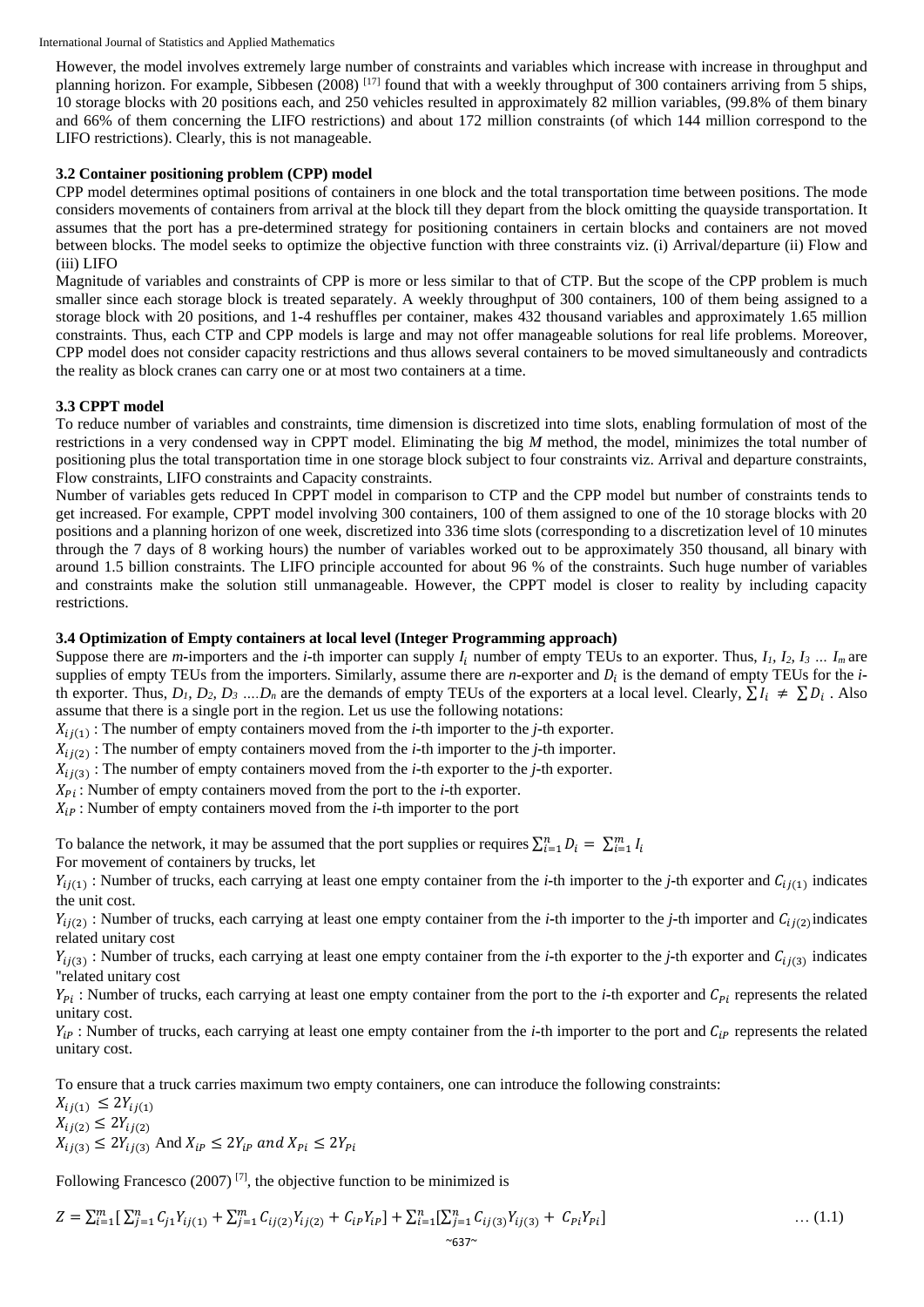However, the model involves extremely large number of constraints and variables which increase with increase in throughput and planning horizon. For example, Sibbesen (2008) [17] found that with a weekly throughput of 300 containers arriving from 5 ships, 10 storage blocks with 20 positions each, and 250 vehicles resulted in approximately 82 million variables, (99.8% of them binary and 66% of them concerning the LIFO restrictions) and about 172 million constraints (of which 144 million correspond to the LIFO restrictions). Clearly, this is not manageable.

### 3.2 Container positioning problem (CPP) model

CPP model determines optimal positions of containers in one block and the total transportation time between positions. The mode considers movements of containers from arrival at the block till they depart from the block omitting the quayside transportation. It assumes that the port has a pre-determined strategy for positioning containers in certain blocks and containers are not moved between blocks. The model seeks to optimize the objective function with three constraints viz. (i) Arrival/departure (ii) Flow and (iii) LIFO

Magnitude of variables and constraints of CPP is more or less similar to that of CTP. But the scope of the CPP problem is much smaller since each storage block is treated separately. A weekly throughput of 300 containers, 100 of them being assigned to a storage block with 20 positions, and 1-4 reshuffles per container, makes 432 thousand variables and approximately 1.65 million constraints. Thus, each CTP and CPP models is large and may not offer manageable solutions for real life problems. Moreover, CPP model does not consider capacity restrictions and thus allows several containers to be moved simultaneously and contradicts the reality as block cranes can carry one or at most two containers at a time.

### 3.3 CPPT model

To reduce number of variables and constraints, time dimension is discretized into time slots, enabling formulation of most of the restrictions in a very condensed way in CPPT model. Eliminating the big *M* method, the model, minimizes the total number of positioning plus the total transportation time in one storage block subject to four constraints viz. Arrival and departure constraints, Flow constraints, LIFO constraints and Capacity constraints.

Number of variables gets reduced In CPPT model in comparison to CTP and the CPP model but number of constraints tends to get increased. For example, CPPT model involving 300 containers, 100 of them assigned to one of the 10 storage blocks with 20 positions and a planning horizon of one week, discretized into 336 time slots (corresponding to a discretization level of 10 minutes through the 7 days of 8 working hours) the number of variables worked out to be approximately 350 thousand, all binary with around 1.5 billion constraints. The LIFO principle accounted for about 96 % of the constraints. Such huge number of variables and constraints make the solution still unmanageable. However, the CPPT model is closer to reality by including capacity restrictions.

### 3.4 Optimization of Empty containers at local level (Integer Programming approach)

Suppose there are *m*-importers and the *i*-th importer can supply $I_i$ number of empty TEUs to an exporter. Thus, $I_1, I_2, I_3 \ldots I_m$ are supplies of empty TEUs from the importers. Similarly, assume there are *n*-exporter and $D_i$ is the demand of empty TEUs for the *i*-th exporter. Thus, $D_1, D_2, D_3 \ldots D_n$ are the demands of empty TEUs of the exporters at a local level. Clearly, $\sum I_i \neq \sum D_i$ . Also assume that there is a single port in the region. Let us use the following notations:

$X_{ij(1)}$ : The number of empty containers moved from the *i*-th importer to the *j*-th exporter.

$X_{ij(2)}$ : The number of empty containers moved from the *i*-th importer to the *j*-th importer.

$X_{ij(3)}$ : The number of empty containers moved from the *i*-th exporter to the *j*-th exporter.

$X_{Pi}$ : Number of empty containers moved from the port to the *i*-th exporter.

$X_{iP}$ : Number of empty containers moved from the *i*-th importer to the port

To balance the network, it may be assumed that the port supplies or requires $\sum_{i=1}^{n} D_i = \sum_{i=1}^{m} I_i$

For movement of containers by trucks, let

$Y_{ij(1)}$ : Number of trucks, each carrying at least one empty container from the *i*-th importer to the *j*-th exporter and $C_{ij(1)}$ indicates the unit cost.

$Y_{ij(2)}$ : Number of trucks, each carrying at least one empty container from the *i*-th importer to the *j*-th importer and $C_{ij(2)}$ indicates related unitary cost

$Y_{ij(3)}$ : Number of trucks, each carrying at least one empty container from the *i*-th exporter to the *j*-th exporter and $C_{ij(3)}$ indicates "related unitary cost

$Y_{Pi}$ : Number of trucks, each carrying at least one empty container from the port to the *i*-th exporter and $C_{Pi}$ represents the related unitary cost.

$Y_{iP}$ : Number of trucks, each carrying at least one empty container from the *i*-th importer to the port and $C_{iP}$ represents the related unitary cost.

To ensure that a truck carries maximum two empty containers, one can introduce the following constraints:

$X_{ij(1)} \leq 2Y_{ij(1)}$

$X_{ij(2)} \leq 2Y_{ij(2)}$

$X_{ij(3)} \leq 2Y_{ij(3)}$ And $X_{iP} \leq 2Y_{iP}$ *and* $X_{Pi} \leq 2Y_{Pi}$

Following Francesco (2007) [7], the objective function to be minimized is

$$Z = \sum_{i=1}^{m}\left[\sum_{j=1}^{n} C_{j1} Y_{ij(1)} + \sum_{j=1}^{m} C_{ij(2)} Y_{ij(2)} + C_{iP} Y_{iP}\right] + \sum_{i=1}^{n}\left[\sum_{j=1}^{n} C_{ij(3)} Y_{ij(3)} + C_{Pi} Y_{Pi}\right] \qquad \ldots (1.1)$$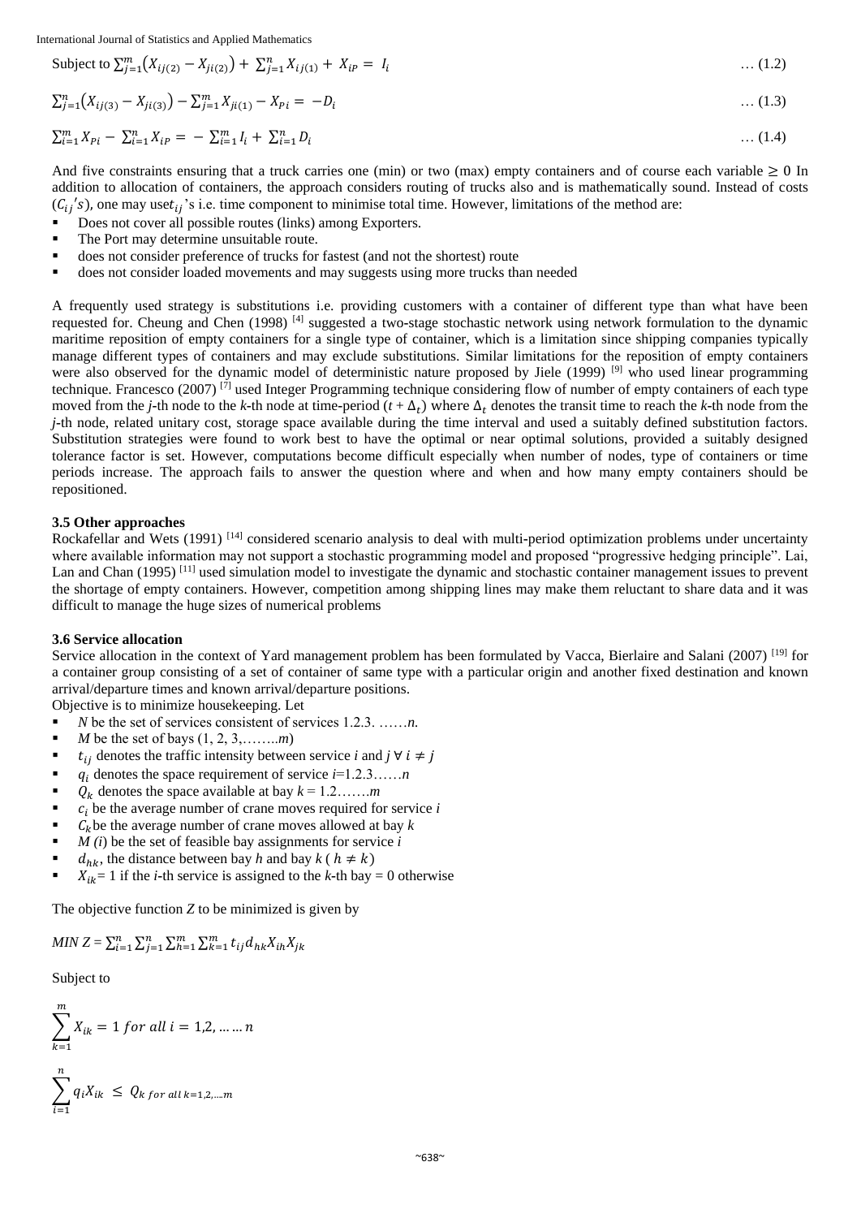Subject to $\sum_{j=1}^{m}\left(X_{ij(2)} - X_{ji(2)}\right) + \sum_{j=1}^{n} X_{ij(1)} + X_{iP} = I_i$ … (1.2)

$\sum_{j=1}^{n}\left(X_{ij(3)} - X_{ji(3)}\right) - \sum_{j=1}^{m} X_{ji(1)} - X_{Pi} = -D_i$ … (1.3)

$\sum_{i=1}^{m} X_{Pi} - \sum_{i=1}^{n} X_{iP} = -\sum_{i=1}^{m} I_i + \sum_{i=1}^{n} D_i$ … (1.4)

And five constraints ensuring that a truck carries one (min) or two (max) empty containers and of course each variable $\geq 0$ In addition to allocation of containers, the approach considers routing of trucks also and is mathematically sound. Instead of costs $(C_{ij}'s)$, one may use $t_{ij}$'s i.e. time component to minimise total time. However, limitations of the method are:

- Does not cover all possible routes (links) among Exporters.
- The Port may determine unsuitable route.
- does not consider preference of trucks for fastest (and not the shortest) route
- does not consider loaded movements and may suggests using more trucks than needed

A frequently used strategy is substitutions i.e. providing customers with a container of different type than what have been requested for. Cheung and Chen (1998) [4] suggested a two-stage stochastic network using network formulation to the dynamic maritime reposition of empty containers for a single type of container, which is a limitation since shipping companies typically manage different types of containers and may exclude substitutions. Similar limitations for the reposition of empty containers were also observed for the dynamic model of deterministic nature proposed by Jiele (1999) [9] who used linear programming technique. Francesco (2007) [7] used Integer Programming technique considering flow of number of empty containers of each type moved from the *j*-th node to the *k*-th node at time-period $(t + \Delta_t)$ where $\Delta_t$ denotes the transit time to reach the *k*-th node from the *j*-th node, related unitary cost, storage space available during the time interval and used a suitably defined substitution factors. Substitution strategies were found to work best to have the optimal or near optimal solutions, provided a suitably designed tolerance factor is set. However, computations become difficult especially when number of nodes, type of containers or time periods increase. The approach fails to answer the question where and when and how many empty containers should be repositioned.

### 3.5 Other approaches

Rockafellar and Wets (1991) [14] considered scenario analysis to deal with multi-period optimization problems under uncertainty where available information may not support a stochastic programming model and proposed "progressive hedging principle". Lai, Lan and Chan (1995) [11] used simulation model to investigate the dynamic and stochastic container management issues to prevent the shortage of empty containers. However, competition among shipping lines may make them reluctant to share data and it was difficult to manage the huge sizes of numerical problems

### 3.6 Service allocation

Service allocation in the context of Yard management problem has been formulated by Vacca, Bierlaire and Salani (2007) [19] for a container group consisting of a set of container of same type with a particular origin and another fixed destination and known arrival/departure times and known arrival/departure positions.

Objective is to minimize housekeeping. Let

- *N* be the set of services consistent of services 1.2.3. ……*n*.
- *M* be the set of bays (1, 2, 3,……..*m*)
- $t_{ij}$ denotes the traffic intensity between service *i* and *j* $\forall\, i \neq j$
- $q_i$ denotes the space requirement of service *i*=1.2.3……*n*
- $Q_k$ denotes the space available at bay *k* = 1.2…….*m*
- $c_i$ be the average number of crane moves required for service *i*
- $C_k$ be the average number of crane moves allowed at bay *k*
- *M (i*) be the set of feasible bay assignments for service *i*
- $d_{hk}$, the distance between bay *h* and bay *k* ( $h \neq k$)
- $X_{ik}$= 1 if the *i*-th service is assigned to the *k*-th bay = 0 otherwise

The objective function *Z* to be minimized is given by

$$MIN\ Z = \sum_{i=1}^{n}\sum_{j=1}^{n}\sum_{h=1}^{m}\sum_{k=1}^{m} t_{ij} d_{hk} X_{ih} X_{jk}$$

Subject to

$$\sum_{k=1}^{m} X_{ik} = 1 \text{ for all } i = 1,2, \ldots \ldots n$$

$$\sum_{i=1}^{n} q_i X_{ik} \leq Q_{k \text{ for all } k=1,2,\ldots m}$$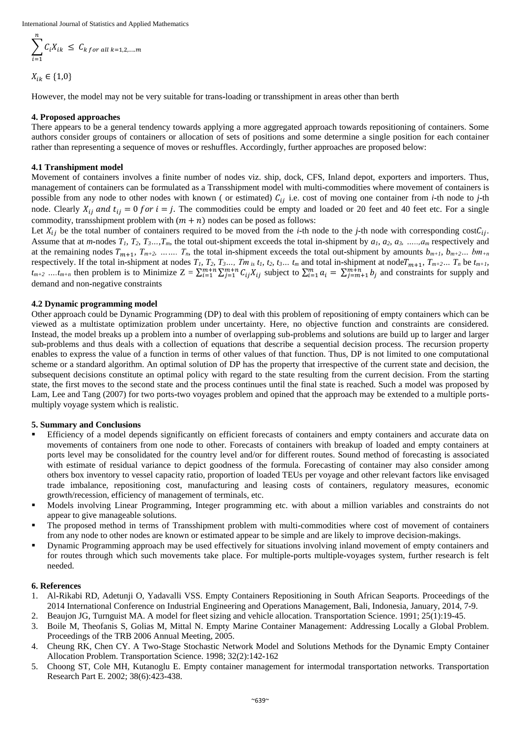$$\sum_{i=1}^{n} C_i X_{ik} \leq C_{k\ for\ all\ k=1,2,\ldots,m}$$

$$X_{ik} \in \{1,0\}$$

However, the model may not be very suitable for trans-loading or transshipment in areas other than berth

### 4. Proposed approaches

There appears to be a general tendency towards applying a more aggregated approach towards repositioning of containers. Some authors consider groups of containers or allocation of sets of positions and some determine a single position for each container rather than representing a sequence of moves or reshuffles. Accordingly, further approaches are proposed below:

#### 4.1 Transhipment model

Movement of containers involves a finite number of nodes viz. ship, dock, CFS, Inland depot, exporters and importers. Thus, management of containers can be formulated as a Transshipment model with multi-commodities where movement of containers is possible from any node to other nodes with known ( or estimated) $C_{ij}$ i.e. cost of moving one container from *i*-th node to *j*-th node. Clearly $X_{ij}$ *and* $t_{ij} = 0$ *for* $i = j$. The commodities could be empty and loaded or 20 feet and 40 feet etc. For a single commodity, transshipment problem with $(m + n)$ nodes can be posed as follows:

Let $X_{ij}$ be the total number of containers required to be moved from the *i*-th node to the *j*-th node with corresponding cost $C_{ij}$. Assume that at *m*-nodes $T_1, T_2, T_3\ldots, T_m$, the total out-shipment exceeds the total in-shipment by $a_1, a_2, a_3, \ldots, a_m$ respectively and at the remaining nodes $T_{m+1}, T_{m+2}, \ldots\ldots T_n$, the total in-shipment exceeds the total out-shipment by amounts $b_{m+1}, b_{m+2}\ldots b_{m+n}$ respectively. If the total in-shipment at nodes $T_1, T_2, T_3\ldots, T_m$ is $t_1, t_2, t_3\ldots t_m$ and total in-shipment at node $T_{m+1}, T_{m+2}\ldots T_n$ be $t_{m+1}, t_{m+2}\ldots t_{m+n}$ then problem is to Minimize $Z = \sum_{i=1}^{m+n}\sum_{j=1}^{m+n} C_{ij}X_{ij}$ subject to $\sum_{i=1}^{m} a_i = \sum_{j=m+1}^{m+n} b_j$ and constraints for supply and demand and non-negative constraints

#### 4.2 Dynamic programming model

Other approach could be Dynamic Programming (DP) to deal with this problem of repositioning of empty containers which can be viewed as a multistate optimization problem under uncertainty. Here, no objective function and constraints are considered. Instead, the model breaks up a problem into a number of overlapping sub-problems and solutions are build up to larger and larger sub-problems and thus deals with a collection of equations that describe a sequential decision process. The recursion property enables to express the value of a function in terms of other values of that function. Thus, DP is not limited to one computational scheme or a standard algorithm. An optimal solution of DP has the property that irrespective of the current state and decision, the subsequent decisions constitute an optimal policy with regard to the state resulting from the current decision. From the starting state, the first moves to the second state and the process continues until the final state is reached. Such a model was proposed by Lam, Lee and Tang (2007) for two ports-two voyages problem and opined that the approach may be extended to a multiple ports-multiply voyage system which is realistic.

### 5. Summary and Conclusions

- Efficiency of a model depends significantly on efficient forecasts of containers and empty containers and accurate data on movements of containers from one node to other. Forecasts of containers with breakup of loaded and empty containers at ports level may be consolidated for the country level and/or for different routes. Sound method of forecasting is associated with estimate of residual variance to depict goodness of the formula. Forecasting of container may also consider among others box inventory to vessel capacity ratio, proportion of loaded TEUs per voyage and other relevant factors like envisaged trade imbalance, repositioning cost, manufacturing and leasing costs of containers, regulatory measures, economic growth/recession, efficiency of management of terminals, etc.
- Models involving Linear Programming, Integer programming etc. with about a million variables and constraints do not appear to give manageable solutions.
- The proposed method in terms of Transshipment problem with multi-commodities where cost of movement of containers from any node to other nodes are known or estimated appear to be simple and are likely to improve decision-makings.
- Dynamic Programming approach may be used effectively for situations involving inland movement of empty containers and for routes through which such movements take place. For multiple-ports multiple-voyages system, further research is felt needed.

### 6. References

1. Al-Rikabi RD, Adetunji O, Yadavalli VSS. Empty Containers Repositioning in South African Seaports. Proceedings of the 2014 International Conference on Industrial Engineering and Operations Management, Bali, Indonesia, January, 2014, 7-9.
2. Beaujon JG, Turnguist MA. A model for fleet sizing and vehicle allocation. Transportation Science. 1991; 25(1):19-45.
3. Boile M, Theofanis S, Golias M, Mittal N. Empty Marine Container Management: Addressing Locally a Global Problem. Proceedings of the TRB 2006 Annual Meeting, 2005.
4. Cheung RK, Chen CY. A Two-Stage Stochastic Network Model and Solutions Methods for the Dynamic Empty Container Allocation Problem. Transportation Science. 1998; 32(2):142-162
5. Choong ST, Cole MH, Kutanoglu E. Empty container management for intermodal transportation networks. Transportation Research Part E. 2002; 38(6):423-438.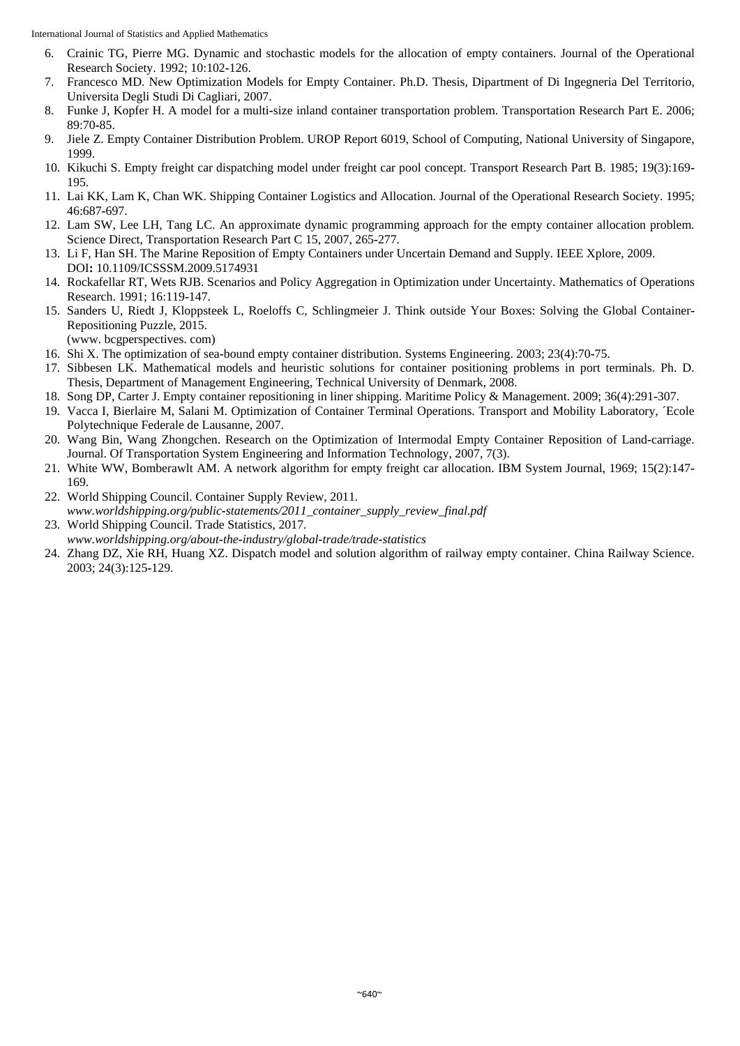6. Crainic TG, Pierre MG. Dynamic and stochastic models for the allocation of empty containers. Journal of the Operational Research Society. 1992; 10:102-126.
7. Francesco MD. New Optimization Models for Empty Container. Ph.D. Thesis, Dipartment of Di Ingegneria Del Territorio, Universita Degli Studi Di Cagliari, 2007.
8. Funke J, Kopfer H. A model for a multi-size inland container transportation problem. Transportation Research Part E. 2006; 89:70-85.
9. Jiele Z. Empty Container Distribution Problem. UROP Report 6019, School of Computing, National University of Singapore, 1999.
10. Kikuchi S. Empty freight car dispatching model under freight car pool concept. Transport Research Part B. 1985; 19(3):169-195.
11. Lai KK, Lam K, Chan WK. Shipping Container Logistics and Allocation. Journal of the Operational Research Society. 1995; 46:687-697.
12. Lam SW, Lee LH, Tang LC. An approximate dynamic programming approach for the empty container allocation problem. Science Direct, Transportation Research Part C 15, 2007, 265-277.
13. Li F, Han SH. The Marine Reposition of Empty Containers under Uncertain Demand and Supply. IEEE Xplore, 2009. DOI**:** 10.1109/ICSSSM.2009.5174931
14. Rockafellar RT, Wets RJB. Scenarios and Policy Aggregation in Optimization under Uncertainty. Mathematics of Operations Research. 1991; 16:119-147.
15. Sanders U, Riedt J, Kloppsteek L, Roeloffs C, Schlingmeier J. Think outside Your Boxes: Solving the Global Container-Repositioning Puzzle, 2015.
    (www. bcgperspectives. com)
16. Shi X. The optimization of sea-bound empty container distribution. Systems Engineering. 2003; 23(4):70-75.
17. Sibbesen LK. Mathematical models and heuristic solutions for container positioning problems in port terminals. Ph. D. Thesis, Department of Management Engineering, Technical University of Denmark, 2008.
18. Song DP, Carter J. Empty container repositioning in liner shipping. Maritime Policy & Management. 2009; 36(4):291-307.
19. Vacca I, Bierlaire M, Salani M. Optimization of Container Terminal Operations. Transport and Mobility Laboratory, ´Ecole Polytechnique Federale de Lausanne, 2007.
20. Wang Bin, Wang Zhongchen. Research on the Optimization of Intermodal Empty Container Reposition of Land-carriage. Journal. Of Transportation System Engineering and Information Technology, 2007, 7(3).
21. White WW, Bomberawlt AM. A network algorithm for empty freight car allocation. IBM System Journal, 1969; 15(2):147-169.
22. World Shipping Council. Container Supply Review, 2011.
    *www.worldshipping.org/public-statements/2011_container_supply_review_final.pdf*
23. World Shipping Council. Trade Statistics, 2017.
    *www.worldshipping.org/about-the-industry/global-trade/trade-statistics*
24. Zhang DZ, Xie RH, Huang XZ. Dispatch model and solution algorithm of railway empty container. China Railway Science. 2003; 24(3):125-129.